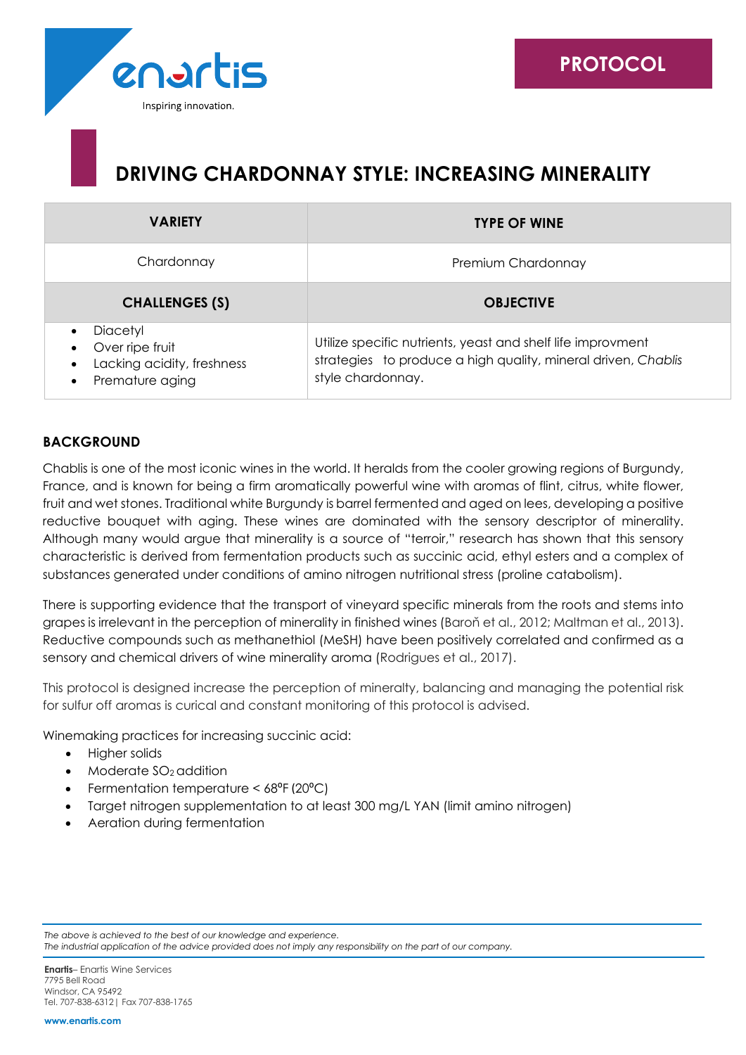# DRIVING CHARDONNAY STYLE: INCREASING MINERALITY

| VARIETY | TYPE OF WINE |
| --- | --- |
| Chardonnay | Premium Chardonnay |
| **CHALLENGES (S)** | **OBJECTIVE** |
| • Diacetyl<br>• Over ripe fruit<br>• Lacking acidity, freshness<br>• Premature aging | Utilize specific nutrients, yeast and shelf life improvment strategies to produce a high quality, mineral driven, *Chablis* style chardonnay. |

## BACKGROUND

Chablis is one of the most iconic wines in the world. It heralds from the cooler growing regions of Burgundy, France, and is known for being a firm aromatically powerful wine with aromas of flint, citrus, white flower, fruit and wet stones. Traditional white Burgundy is barrel fermented and aged on lees, developing a positive reductive bouquet with aging. These wines are dominated with the sensory descriptor of minerality. Although many would argue that minerality is a source of "terroir," research has shown that this sensory characteristic is derived from fermentation products such as succinic acid, ethyl esters and a complex of substances generated under conditions of amino nitrogen nutritional stress (proline catabolism).

There is supporting evidence that the transport of vineyard specific minerals from the roots and stems into grapes is irrelevant in the perception of minerality in finished wines (Baroň et al., 2012; Maltman et al., 2013). Reductive compounds such as methanethiol (MeSH) have been positively correlated and confirmed as a sensory and chemical drivers of wine minerality aroma (Rodrigues et al., 2017).

This protocol is designed increase the perception of mineralty, balancing and managing the potential risk for sulfur off aromas is curical and constant monitoring of this protocol is advised.

Winemaking practices for increasing succinic acid:

- Higher solids
- Moderate $SO_2$ addition
- Fermentation temperature < 68ºF (20ºC)
- Target nitrogen supplementation to at least 300 mg/L YAN (limit amino nitrogen)
- Aeration during fermentation

*The above is achieved to the best of our knowledge and experience.*
*The industrial application of the advice provided does not imply any responsibility on the part of our company.*

**Enartis**– Enartis Wine Services
7795 Bell Road
Windsor, CA 95492
Tel. 707-838-6312 | Fax 707-838-1765

**www.enartis.com**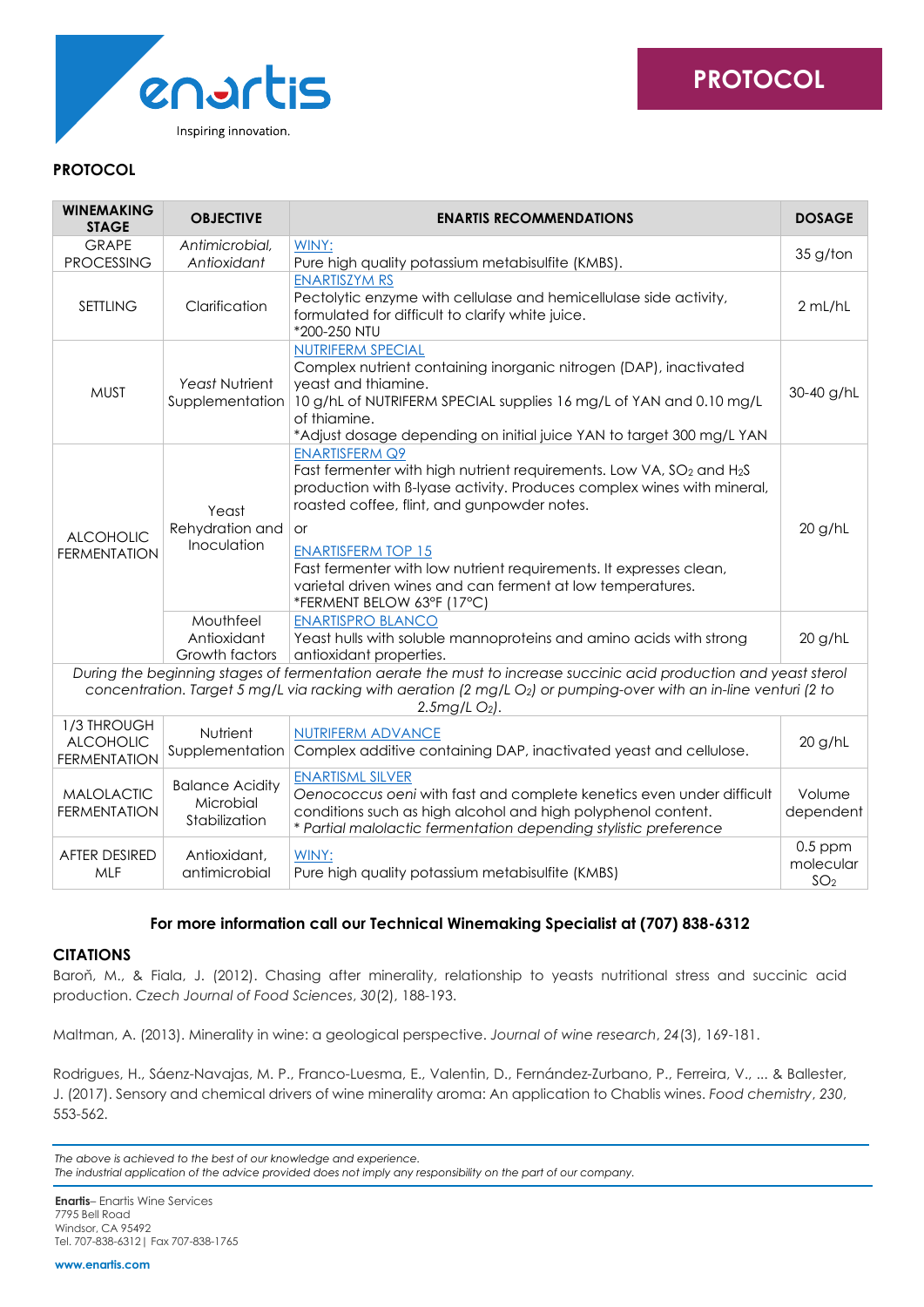## PROTOCOL

| WINEMAKING STAGE | OBJECTIVE | ENARTIS RECOMMENDATIONS | DOSAGE |
|---|---|---|---|
| GRAPE PROCESSING | *Antimicrobial, Antioxidant* | WINY:<br>Pure high quality potassium metabisulfite (KMBS). | 35 g/ton |
| SETTLING | Clarification | ENARTISZYM RS<br>Pectolytic enzyme with cellulase and hemicellulase side activity, formulated for difficult to clarify white juice.<br>*200-250 NTU | 2 mL/hL |
| MUST | *Yeast* Nutrient Supplementation | NUTRIFERM SPECIAL<br>Complex nutrient containing inorganic nitrogen (DAP), inactivated yeast and thiamine.<br>10 g/hL of NUTRIFERM SPECIAL supplies 16 mg/L of YAN and 0.10 mg/L of thiamine.<br>*Adjust dosage depending on initial juice YAN to target 300 mg/L YAN | 30-40 g/hL |
| ALCOHOLIC FERMENTATION | Yeast Rehydration and Inoculation | ENARTISFERM Q9<br>Fast fermenter with high nutrient requirements. Low VA, $SO_2$ and $H_2S$ production with ß-lyase activity. Produces complex wines with mineral, roasted coffee, flint, and gunpowder notes.<br>or<br>ENARTISFERM TOP 15<br>Fast fermenter with low nutrient requirements. It expresses clean, varietal driven wines and can ferment at low temperatures.<br>*FERMENT BELOW 63°F (17°C) | 20 g/hL |
| | Mouthfeel Antioxidant Growth factors | ENARTISPRO BLANCO<br>Yeast hulls with soluble mannoproteins and amino acids with strong antioxidant properties. | 20 g/hL |
| *During the beginning stages of fermentation aerate the must to increase succinic acid production and yeast sterol concentration. Target 5 mg/L via racking with aeration (2 mg/L $O_2$) or pumping-over with an in-line venturi (2 to 2.5mg/L $O_2$).* | | | |
| 1/3 THROUGH ALCOHOLIC FERMENTATION | Nutrient Supplementation | NUTRIFERM ADVANCE<br>Complex additive containing DAP, inactivated yeast and cellulose. | 20 g/hL |
| MALOLACTIC FERMENTATION | Balance Acidity Microbial Stabilization | ENARTISML SILVER<br>*Oenococcus oeni* with fast and complete kenetics even under difficult conditions such as high alcohol and high polyphenol content.<br>*\* Partial malolactic fermentation depending stylistic preference* | Volume dependent |
| AFTER DESIRED MLF | Antioxidant, antimicrobial | WINY:<br>Pure high quality potassium metabisulfite (KMBS) | 0.5 ppm molecular $SO_2$ |

**For more information call our Technical Winemaking Specialist at (707) 838-6312**

### CITATIONS

Baroň, M., & Fiala, J. (2012). Chasing after minerality, relationship to yeasts nutritional stress and succinic acid production. *Czech Journal of Food Sciences*, *30*(2), 188-193.

Maltman, A. (2013). Minerality in wine: a geological perspective. *Journal of wine research*, *24*(3), 169-181.

Rodrigues, H., Sáenz-Navajas, M. P., Franco-Luesma, E., Valentin, D., Fernández-Zurbano, P., Ferreira, V., ... & Ballester, J. (2017). Sensory and chemical drivers of wine minerality aroma: An application to Chablis wines. *Food chemistry*, *230*, 553-562.

*The above is achieved to the best of our knowledge and experience.*
*The industrial application of the advice provided does not imply any responsibility on the part of our company.*

**Enartis**– Enartis Wine Services
7795 Bell Road
Windsor, CA 95492
Tel. 707-838-6312 | Fax 707-838-1765

**www.enartis.com**